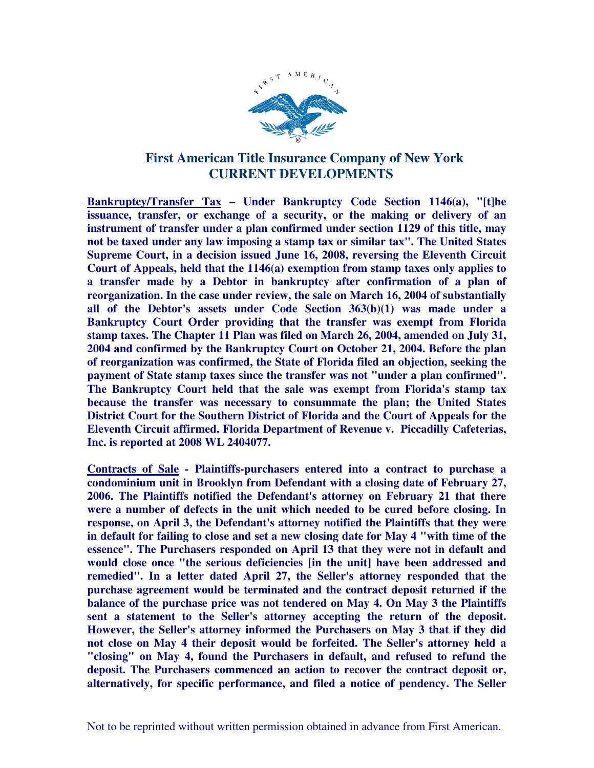# First American Title Insurance Company of New York
## CURRENT DEVELOPMENTS

**Bankruptcy/Transfer Tax – Under Bankruptcy Code Section 1146(a), "[t]he issuance, transfer, or exchange of a security, or the making or delivery of an instrument of transfer under a plan confirmed under section 1129 of this title, may not be taxed under any law imposing a stamp tax or similar tax". The United States Supreme Court, in a decision issued June 16, 2008, reversing the Eleventh Circuit Court of Appeals, held that the 1146(a) exemption from stamp taxes only applies to a transfer made by a Debtor in bankruptcy after confirmation of a plan of reorganization. In the case under review, the sale on March 16, 2004 of substantially all of the Debtor's assets under Code Section 363(b)(1) was made under a Bankruptcy Court Order providing that the transfer was exempt from Florida stamp taxes. The Chapter 11 Plan was filed on March 26, 2004, amended on July 31, 2004 and confirmed by the Bankruptcy Court on October 21, 2004. Before the plan of reorganization was confirmed, the State of Florida filed an objection, seeking the payment of State stamp taxes since the transfer was not "under a plan confirmed". The Bankruptcy Court held that the sale was exempt from Florida's stamp tax because the transfer was necessary to consummate the plan; the United States District Court for the Southern District of Florida and the Court of Appeals for the Eleventh Circuit affirmed. Florida Department of Revenue v. Piccadilly Cafeterias, Inc. is reported at 2008 WL 2404077.**

**Contracts of Sale - Plaintiffs-purchasers entered into a contract to purchase a condominium unit in Brooklyn from Defendant with a closing date of February 27, 2006. The Plaintiffs notified the Defendant's attorney on February 21 that there were a number of defects in the unit which needed to be cured before closing. In response, on April 3, the Defendant's attorney notified the Plaintiffs that they were in default for failing to close and set a new closing date for May 4 "with time of the essence". The Purchasers responded on April 13 that they were not in default and would close once "the serious deficiencies [in the unit] have been addressed and remedied". In a letter dated April 27, the Seller's attorney responded that the purchase agreement would be terminated and the contract deposit returned if the balance of the purchase price was not tendered on May 4. On May 3 the Plaintiffs sent a statement to the Seller's attorney accepting the return of the deposit. However, the Seller's attorney informed the Purchasers on May 3 that if they did not close on May 4 their deposit would be forfeited. The Seller's attorney held a "closing" on May 4, found the Purchasers in default, and refused to refund the deposit. The Purchasers commenced an action to recover the contract deposit or, alternatively, for specific performance, and filed a notice of pendency. The Seller**

Not to be reprinted without written permission obtained in advance from First American.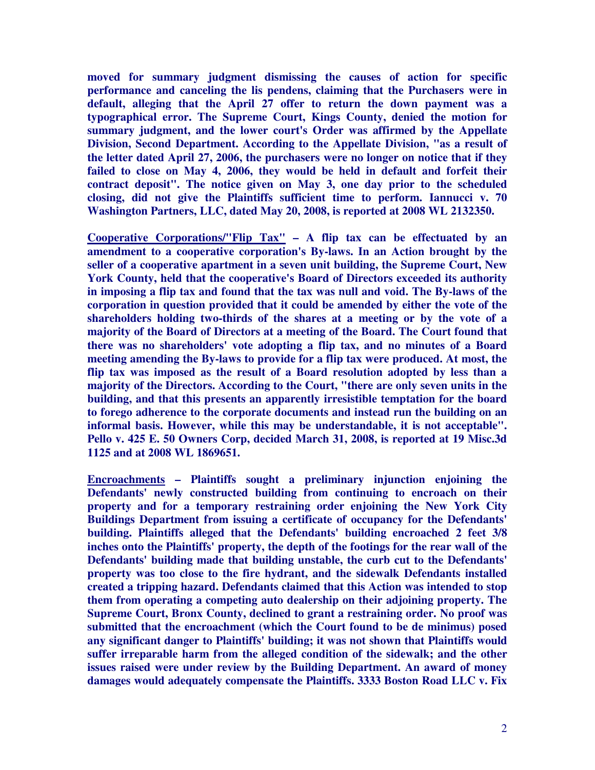**moved for summary judgment dismissing the causes of action for specific performance and canceling the lis pendens, claiming that the Purchasers were in default, alleging that the April 27 offer to return the down payment was a typographical error. The Supreme Court, Kings County, denied the motion for summary judgment, and the lower court's Order was affirmed by the Appellate Division, Second Department. According to the Appellate Division, "as a result of the letter dated April 27, 2006, the purchasers were no longer on notice that if they failed to close on May 4, 2006, they would be held in default and forfeit their contract deposit". The notice given on May 3, one day prior to the scheduled closing, did not give the Plaintiffs sufficient time to perform. Iannucci v. 70 Washington Partners, LLC, dated May 20, 2008, is reported at 2008 WL 2132350.**

**<u>Cooperative Corporations/"Flip Tax"</u> – A flip tax can be effectuated by an amendment to a cooperative corporation's By-laws. In an Action brought by the seller of a cooperative apartment in a seven unit building, the Supreme Court, New York County, held that the cooperative's Board of Directors exceeded its authority in imposing a flip tax and found that the tax was null and void. The By-laws of the corporation in question provided that it could be amended by either the vote of the shareholders holding two-thirds of the shares at a meeting or by the vote of a majority of the Board of Directors at a meeting of the Board. The Court found that there was no shareholders' vote adopting a flip tax, and no minutes of a Board meeting amending the By-laws to provide for a flip tax were produced. At most, the flip tax was imposed as the result of a Board resolution adopted by less than a majority of the Directors. According to the Court, "there are only seven units in the building, and that this presents an apparently irresistible temptation for the board to forego adherence to the corporate documents and instead run the building on an informal basis. However, while this may be understandable, it is not acceptable". Pello v. 425 E. 50 Owners Corp, decided March 31, 2008, is reported at 19 Misc.3d 1125 and at 2008 WL 1869651.**

**<u>Encroachments</u> – Plaintiffs sought a preliminary injunction enjoining the Defendants' newly constructed building from continuing to encroach on their property and for a temporary restraining order enjoining the New York City Buildings Department from issuing a certificate of occupancy for the Defendants' building. Plaintiffs alleged that the Defendants' building encroached 2 feet 3/8 inches onto the Plaintiffs' property, the depth of the footings for the rear wall of the Defendants' building made that building unstable, the curb cut to the Defendants' property was too close to the fire hydrant, and the sidewalk Defendants installed created a tripping hazard. Defendants claimed that this Action was intended to stop them from operating a competing auto dealership on their adjoining property. The Supreme Court, Bronx County, declined to grant a restraining order. No proof was submitted that the encroachment (which the Court found to be de minimus) posed any significant danger to Plaintiffs' building; it was not shown that Plaintiffs would suffer irreparable harm from the alleged condition of the sidewalk; and the other issues raised were under review by the Building Department. An award of money damages would adequately compensate the Plaintiffs. 3333 Boston Road LLC v. Fix**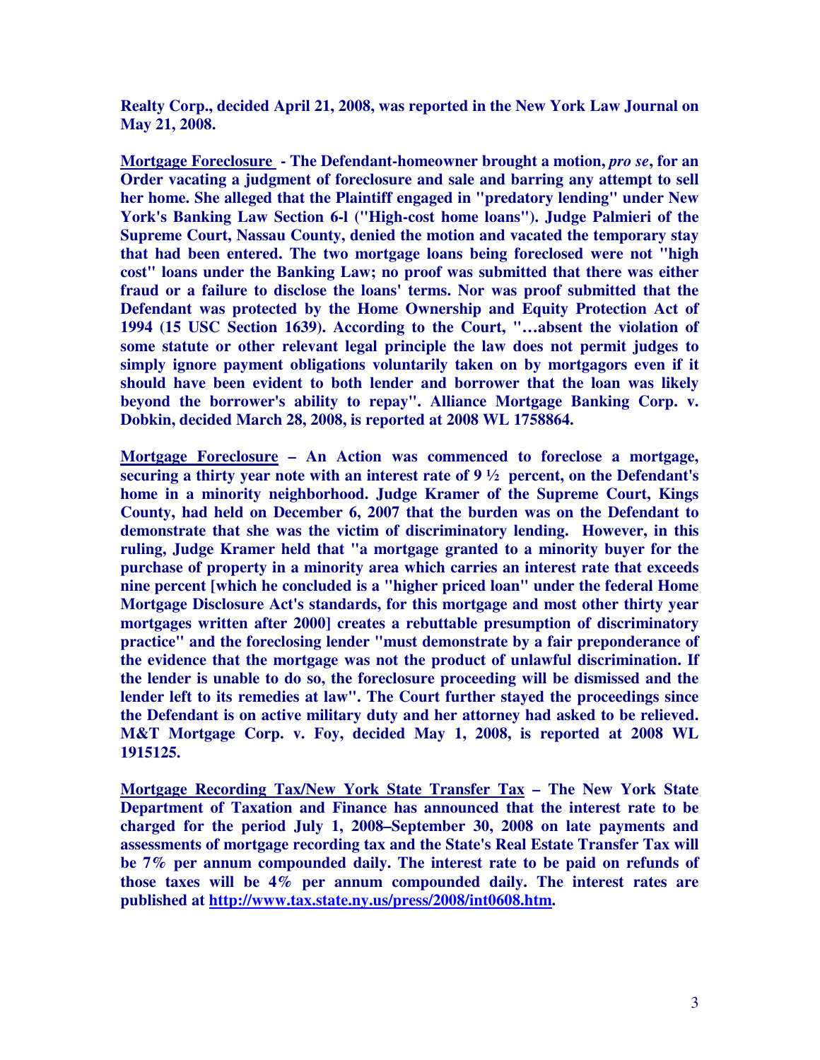**Realty Corp., decided April 21, 2008, was reported in the New York Law Journal on May 21, 2008.**

**Mortgage Foreclosure - The Defendant-homeowner brought a motion, *pro se*, for an Order vacating a judgment of foreclosure and sale and barring any attempt to sell her home. She alleged that the Plaintiff engaged in "predatory lending" under New York's Banking Law Section 6-l ("High-cost home loans"). Judge Palmieri of the Supreme Court, Nassau County, denied the motion and vacated the temporary stay that had been entered. The two mortgage loans being foreclosed were not "high cost" loans under the Banking Law; no proof was submitted that there was either fraud or a failure to disclose the loans' terms. Nor was proof submitted that the Defendant was protected by the Home Ownership and Equity Protection Act of 1994 (15 USC Section 1639). According to the Court, "…absent the violation of some statute or other relevant legal principle the law does not permit judges to simply ignore payment obligations voluntarily taken on by mortgagors even if it should have been evident to both lender and borrower that the loan was likely beyond the borrower's ability to repay". Alliance Mortgage Banking Corp. v. Dobkin, decided March 28, 2008, is reported at 2008 WL 1758864.**

**Mortgage Foreclosure – An Action was commenced to foreclose a mortgage, securing a thirty year note with an interest rate of 9 ½ percent, on the Defendant's home in a minority neighborhood. Judge Kramer of the Supreme Court, Kings County, had held on December 6, 2007 that the burden was on the Defendant to demonstrate that she was the victim of discriminatory lending. However, in this ruling, Judge Kramer held that "a mortgage granted to a minority buyer for the purchase of property in a minority area which carries an interest rate that exceeds nine percent [which he concluded is a "higher priced loan" under the federal Home Mortgage Disclosure Act's standards, for this mortgage and most other thirty year mortgages written after 2000] creates a rebuttable presumption of discriminatory practice" and the foreclosing lender "must demonstrate by a fair preponderance of the evidence that the mortgage was not the product of unlawful discrimination. If the lender is unable to do so, the foreclosure proceeding will be dismissed and the lender left to its remedies at law". The Court further stayed the proceedings since the Defendant is on active military duty and her attorney had asked to be relieved. M&T Mortgage Corp. v. Foy, decided May 1, 2008, is reported at 2008 WL 1915125.**

**Mortgage Recording Tax/New York State Transfer Tax – The New York State Department of Taxation and Finance has announced that the interest rate to be charged for the period July 1, 2008–September 30, 2008 on late payments and assessments of mortgage recording tax and the State's Real Estate Transfer Tax will be 7% per annum compounded daily. The interest rate to be paid on refunds of those taxes will be 4% per annum compounded daily. The interest rates are published at http://www.tax.state.ny.us/press/2008/int0608.htm.**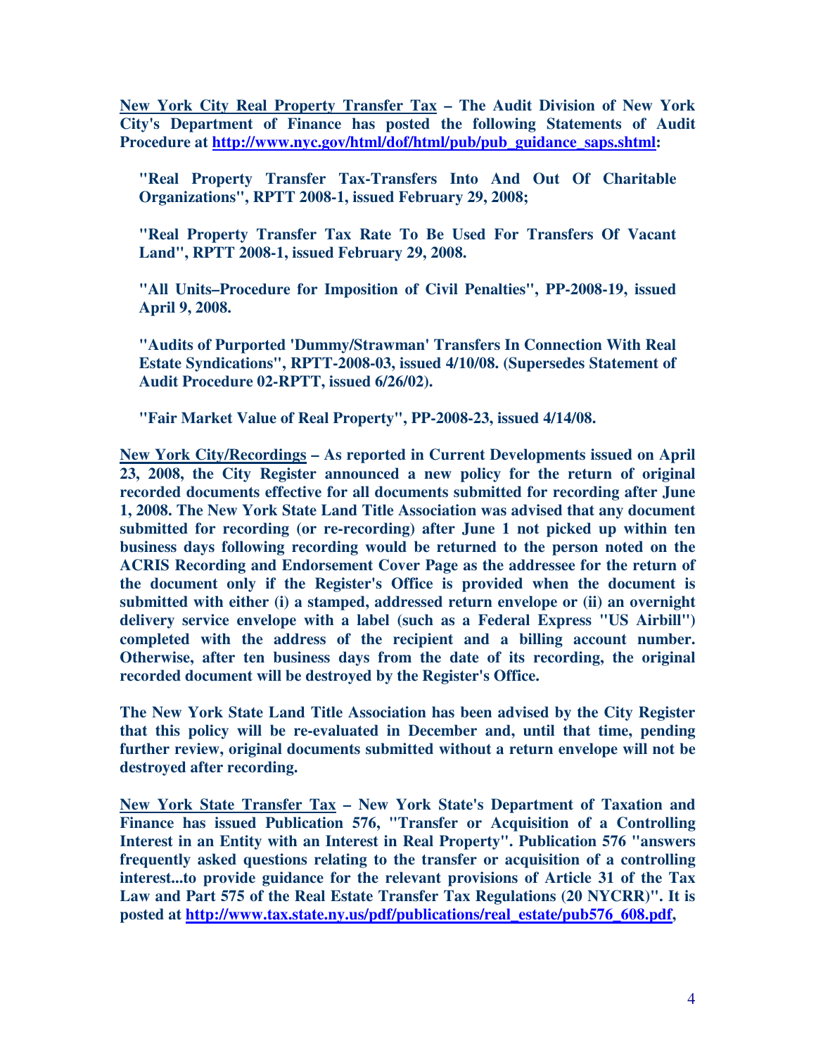**<u>New York City Real Property Transfer Tax</u> – The Audit Division of New York City's Department of Finance has posted the following Statements of Audit Procedure at [http://www.nyc.gov/html/dof/html/pub/pub_guidance_saps.shtml](http://www.nyc.gov/html/dof/html/pub/pub_guidance_saps.shtml):**

> **"Real Property Transfer Tax-Transfers Into And Out Of Charitable Organizations", RPTT 2008-1, issued February 29, 2008;**
>
> **"Real Property Transfer Tax Rate To Be Used For Transfers Of Vacant Land", RPTT 2008-1, issued February 29, 2008.**
>
> **"All Units–Procedure for Imposition of Civil Penalties", PP-2008-19, issued April 9, 2008.**
>
> **"Audits of Purported 'Dummy/Strawman' Transfers In Connection With Real Estate Syndications", RPTT-2008-03, issued 4/10/08. (Supersedes Statement of Audit Procedure 02-RPTT, issued 6/26/02).**
>
> **"Fair Market Value of Real Property", PP-2008-23, issued 4/14/08.**

**<u>New York City/Recordings</u> – As reported in Current Developments issued on April 23, 2008, the City Register announced a new policy for the return of original recorded documents effective for all documents submitted for recording after June 1, 2008. The New York State Land Title Association was advised that any document submitted for recording (or re-recording) after June 1 not picked up within ten business days following recording would be returned to the person noted on the ACRIS Recording and Endorsement Cover Page as the addressee for the return of the document only if the Register's Office is provided when the document is submitted with either (i) a stamped, addressed return envelope or (ii) an overnight delivery service envelope with a label (such as a Federal Express "US Airbill") completed with the address of the recipient and a billing account number. Otherwise, after ten business days from the date of its recording, the original recorded document will be destroyed by the Register's Office.**

**The New York State Land Title Association has been advised by the City Register that this policy will be re-evaluated in December and, until that time, pending further review, original documents submitted without a return envelope will not be destroyed after recording.**

**<u>New York State Transfer Tax</u> – New York State's Department of Taxation and Finance has issued Publication 576, "Transfer or Acquisition of a Controlling Interest in an Entity with an Interest in Real Property". Publication 576 "answers frequently asked questions relating to the transfer or acquisition of a controlling interest...to provide guidance for the relevant provisions of Article 31 of the Tax Law and Part 575 of the Real Estate Transfer Tax Regulations (20 NYCRR)". It is posted at [http://www.tax.state.ny.us/pdf/publications/real_estate/pub576_608.pdf](http://www.tax.state.ny.us/pdf/publications/real_estate/pub576_608.pdf),**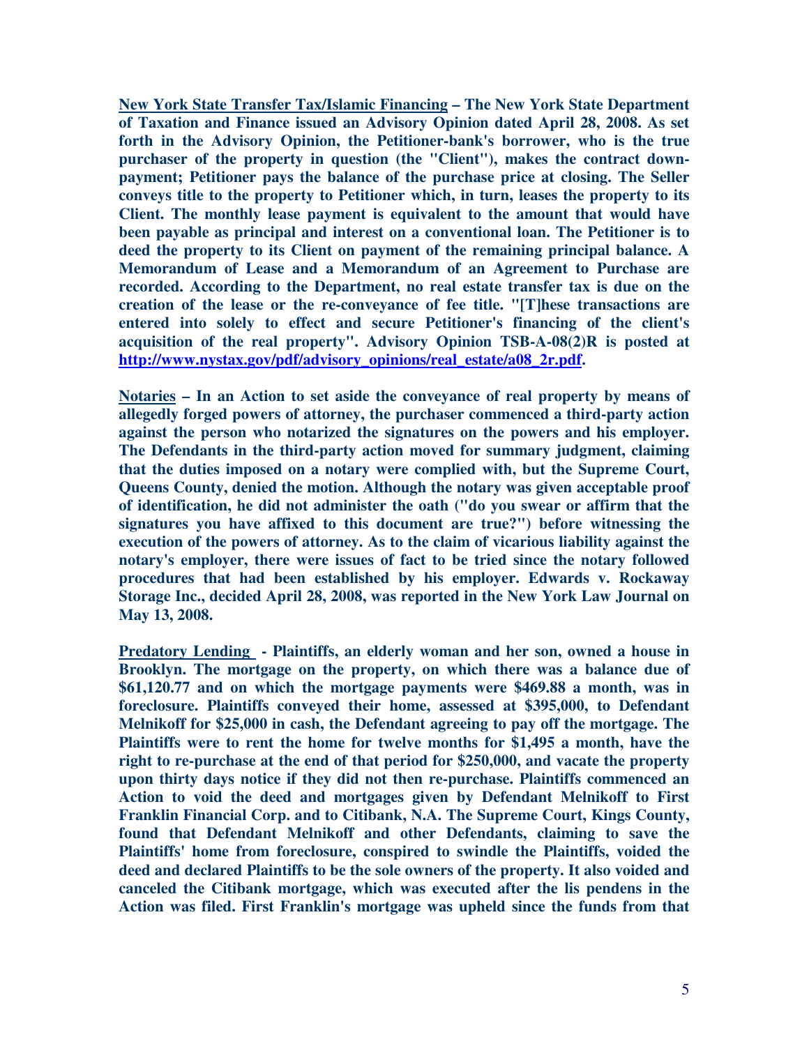**<u>New York State Transfer Tax/Islamic Financing</u> – The New York State Department of Taxation and Finance issued an Advisory Opinion dated April 28, 2008. As set forth in the Advisory Opinion, the Petitioner-bank's borrower, who is the true purchaser of the property in question (the "Client"), makes the contract down-payment; Petitioner pays the balance of the purchase price at closing. The Seller conveys title to the property to Petitioner which, in turn, leases the property to its Client. The monthly lease payment is equivalent to the amount that would have been payable as principal and interest on a conventional loan. The Petitioner is to deed the property to its Client on payment of the remaining principal balance. A Memorandum of Lease and a Memorandum of an Agreement to Purchase are recorded. According to the Department, no real estate transfer tax is due on the creation of the lease or the re-conveyance of fee title. "[T]hese transactions are entered into solely to effect and secure Petitioner's financing of the client's acquisition of the real property". Advisory Opinion TSB-A-08(2)R is posted at [http://www.nystax.gov/pdf/advisory_opinions/real_estate/a08_2r.pdf](http://www.nystax.gov/pdf/advisory_opinions/real_estate/a08_2r.pdf).**

**<u>Notaries</u> – In an Action to set aside the conveyance of real property by means of allegedly forged powers of attorney, the purchaser commenced a third-party action against the person who notarized the signatures on the powers and his employer. The Defendants in the third-party action moved for summary judgment, claiming that the duties imposed on a notary were complied with, but the Supreme Court, Queens County, denied the motion. Although the notary was given acceptable proof of identification, he did not administer the oath ("do you swear or affirm that the signatures you have affixed to this document are true?") before witnessing the execution of the powers of attorney. As to the claim of vicarious liability against the notary's employer, there were issues of fact to be tried since the notary followed procedures that had been established by his employer. Edwards v. Rockaway Storage Inc., decided April 28, 2008, was reported in the New York Law Journal on May 13, 2008.**

**<u>Predatory Lending</u> - Plaintiffs, an elderly woman and her son, owned a house in Brooklyn. The mortgage on the property, on which there was a balance due of $61,120.77 and on which the mortgage payments were $469.88 a month, was in foreclosure. Plaintiffs conveyed their home, assessed at $395,000, to Defendant Melnikoff for $25,000 in cash, the Defendant agreeing to pay off the mortgage. The Plaintiffs were to rent the home for twelve months for $1,495 a month, have the right to re-purchase at the end of that period for $250,000, and vacate the property upon thirty days notice if they did not then re-purchase. Plaintiffs commenced an Action to void the deed and mortgages given by Defendant Melnikoff to First Franklin Financial Corp. and to Citibank, N.A. The Supreme Court, Kings County, found that Defendant Melnikoff and other Defendants, claiming to save the Plaintiffs' home from foreclosure, conspired to swindle the Plaintiffs, voided the deed and declared Plaintiffs to be the sole owners of the property. It also voided and canceled the Citibank mortgage, which was executed after the lis pendens in the Action was filed. First Franklin's mortgage was upheld since the funds from that**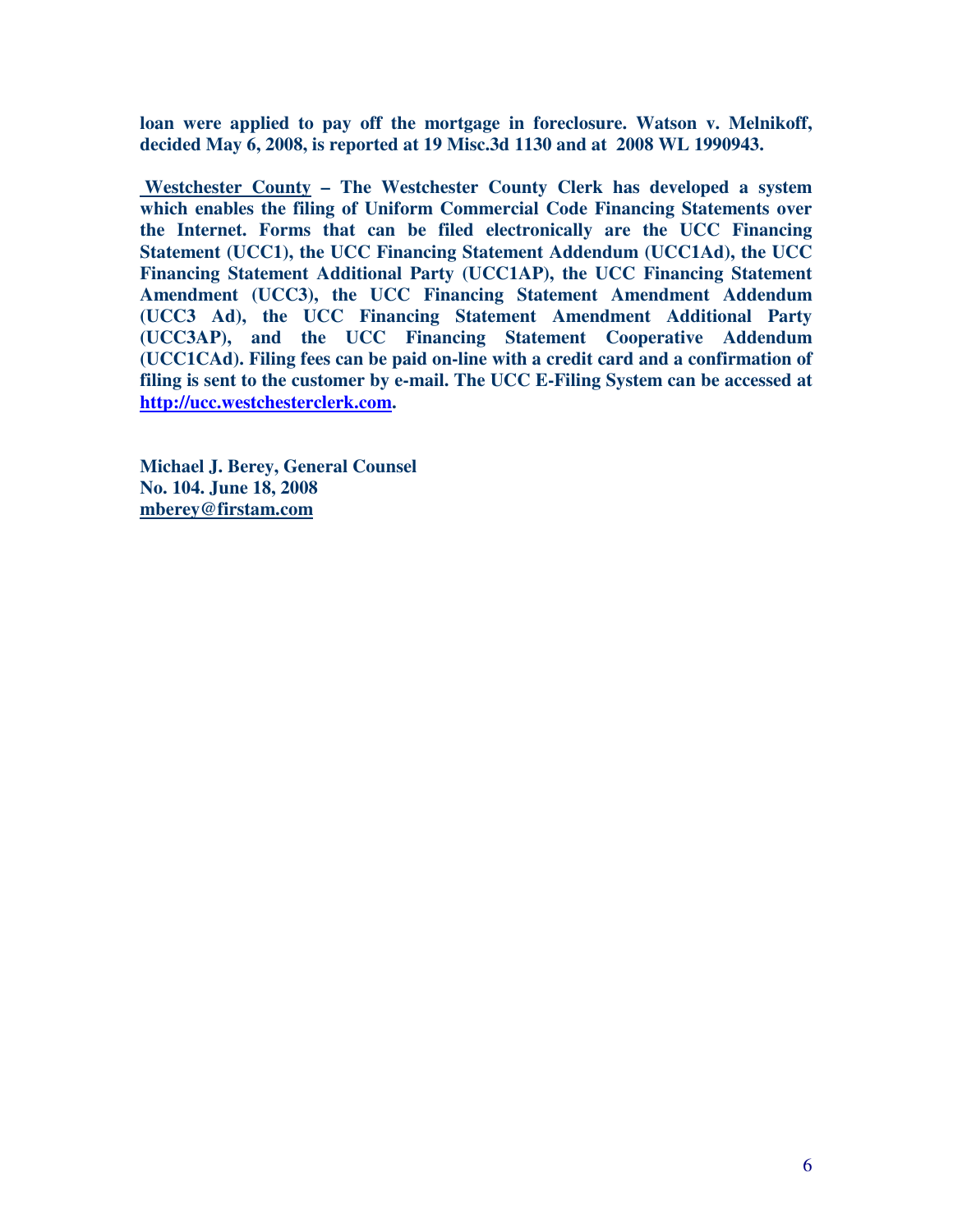**loan were applied to pay off the mortgage in foreclosure. Watson v. Melnikoff, decided May 6, 2008, is reported at 19 Misc.3d 1130 and at 2008 WL 1990943.**

**Westchester County – The Westchester County Clerk has developed a system which enables the filing of Uniform Commercial Code Financing Statements over the Internet. Forms that can be filed electronically are the UCC Financing Statement (UCC1), the UCC Financing Statement Addendum (UCC1Ad), the UCC Financing Statement Additional Party (UCC1AP), the UCC Financing Statement Amendment (UCC3), the UCC Financing Statement Amendment Addendum (UCC3 Ad), the UCC Financing Statement Amendment Additional Party (UCC3AP), and the UCC Financing Statement Cooperative Addendum (UCC1CAd). Filing fees can be paid on-line with a credit card and a confirmation of filing is sent to the customer by e-mail. The UCC E-Filing System can be accessed at http://ucc.westchesterclerk.com.**

**Michael J. Berey, General Counsel**
**No. 104. June 18, 2008**
**mberey@firstam.com**